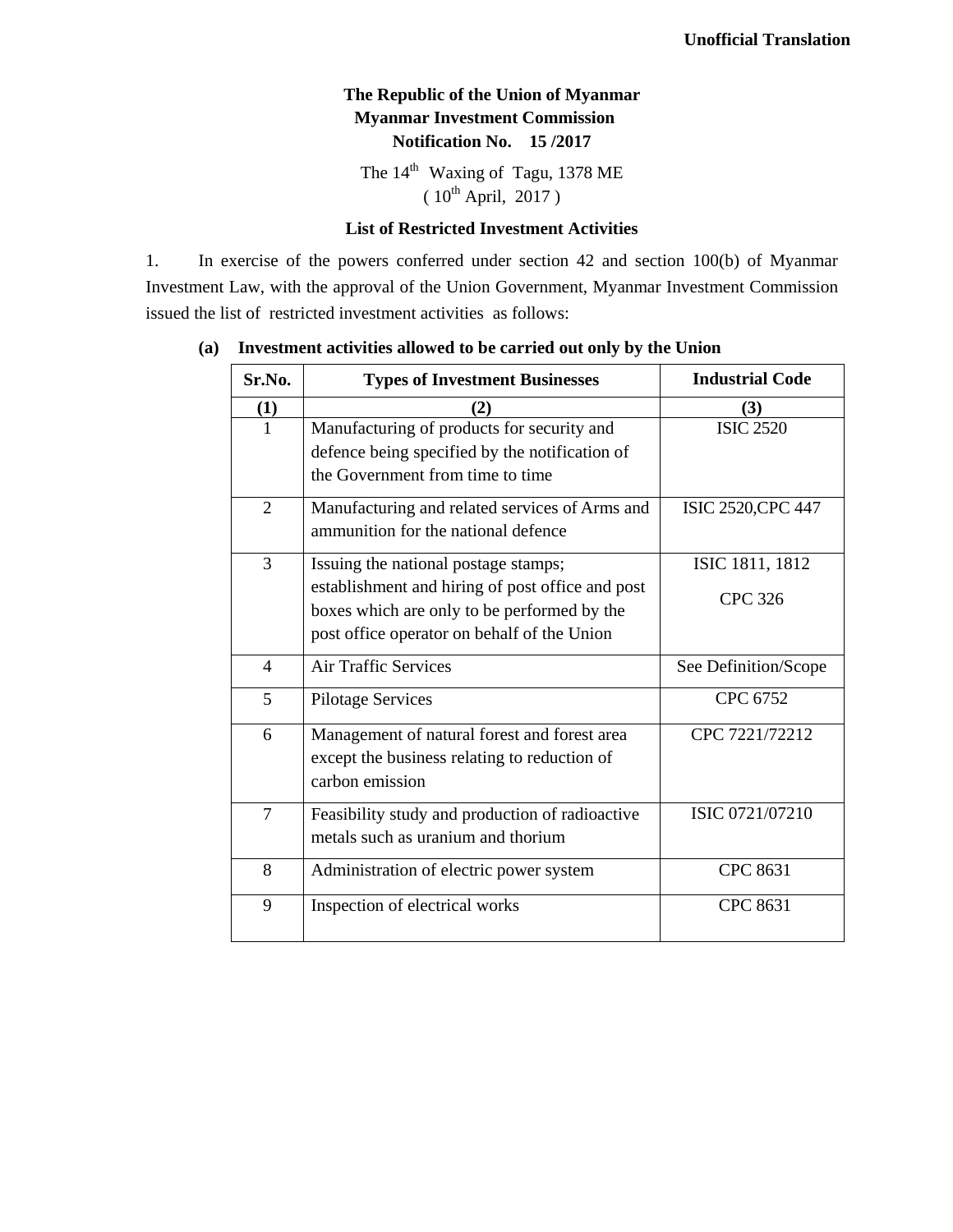**Unofficial Translation**

# The Republic of the Union of Myanmar
## Myanmar Investment Commission
## Notification No. 15 /2017

The 14th Waxing of Tagu, 1378 ME
( 10th April, 2017 )

### List of Restricted Investment Activities

1. In exercise of the powers conferred under section 42 and section 100(b) of Myanmar Investment Law, with the approval of the Union Government, Myanmar Investment Commission issued the list of restricted investment activities as follows:

**(a) Investment activities allowed to be carried out only by the Union**

| Sr.No. | Types of Investment Businesses | Industrial Code |
|---|---|---|
| (1) | (2) | (3) |
| 1 | Manufacturing of products for security and defence being specified by the notification of the Government from time to time | ISIC 2520 |
| 2 | Manufacturing and related services of Arms and ammunition for the national defence | ISIC 2520,CPC 447 |
| 3 | Issuing the national postage stamps; establishment and hiring of post office and post boxes which are only to be performed by the post office operator on behalf of the Union | ISIC 1811, 1812<br>CPC 326 |
| 4 | Air Traffic Services | See Definition/Scope |
| 5 | Pilotage Services | CPC 6752 |
| 6 | Management of natural forest and forest area except the business relating to reduction of carbon emission | CPC 7221/72212 |
| 7 | Feasibility study and production of radioactive metals such as uranium and thorium | ISIC 0721/07210 |
| 8 | Administration of electric power system | CPC 8631 |
| 9 | Inspection of electrical works | CPC 8631 |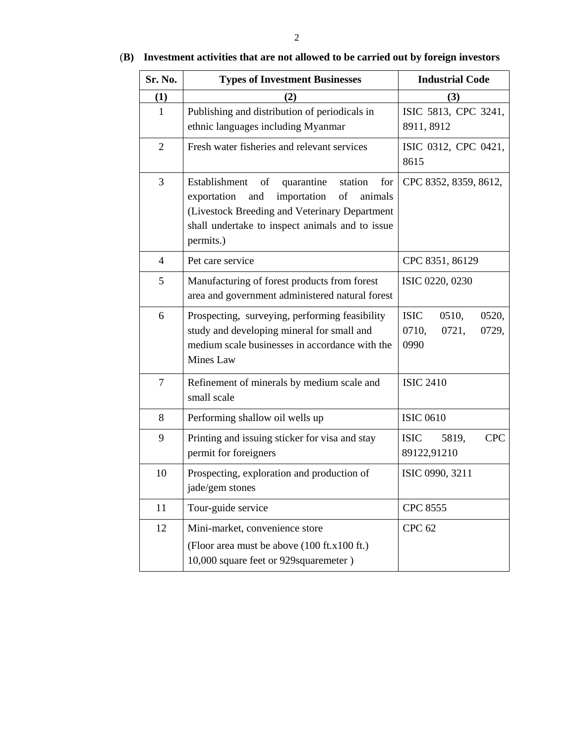**(B) Investment activities that are not allowed to be carried out by foreign investors**

| Sr. No. | Types of Investment Businesses | Industrial Code |
|---|---|---|
| (1) | (2) | (3) |
| 1 | Publishing and distribution of periodicals in ethnic languages including Myanmar | ISIC 5813, CPC 3241, 8911, 8912 |
| 2 | Fresh water fisheries and relevant services | ISIC 0312, CPC 0421, 8615 |
| 3 | Establishment of quarantine station for exportation and importation of animals (Livestock Breeding and Veterinary Department shall undertake to inspect animals and to issue permits.) | CPC 8352, 8359, 8612, |
| 4 | Pet care service | CPC 8351, 86129 |
| 5 | Manufacturing of forest products from forest area and government administered natural forest | ISIC 0220, 0230 |
| 6 | Prospecting, surveying, performing feasibility study and developing mineral for small and medium scale businesses in accordance with the Mines Law | ISIC 0510, 0520, 0710, 0721, 0729, 0990 |
| 7 | Refinement of minerals by medium scale and small scale | ISIC 2410 |
| 8 | Performing shallow oil wells up | ISIC 0610 |
| 9 | Printing and issuing sticker for visa and stay permit for foreigners | ISIC 5819, CPC 89122,91210 |
| 10 | Prospecting, exploration and production of jade/gem stones | ISIC 0990, 3211 |
| 11 | Tour-guide service | CPC 8555 |
| 12 | Mini-market, convenience store (Floor area must be above (100 ft.x100 ft.) 10,000 square feet or 929squaremeter ) | CPC 62 |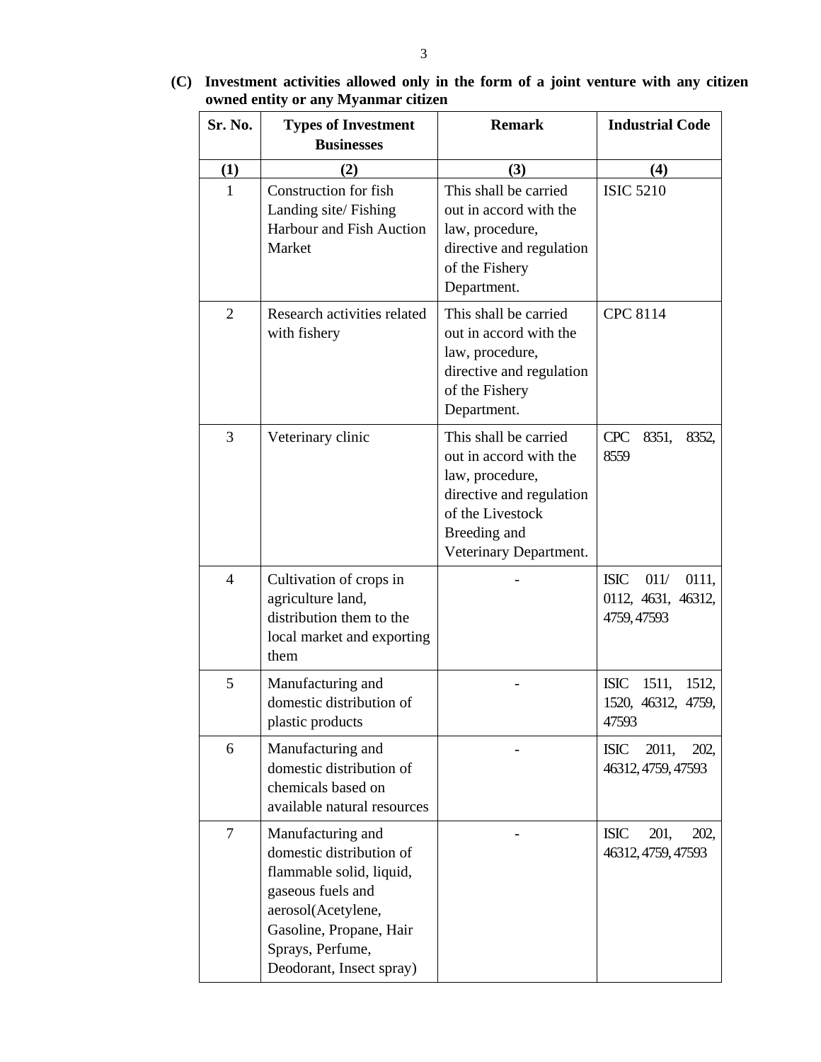**(C) Investment activities allowed only in the form of a joint venture with any citizen owned entity or any Myanmar citizen**

| Sr. No. | Types of Investment Businesses | Remark | Industrial Code |
|---|---|---|---|
| (1) | (2) | (3) | (4) |
| 1 | Construction for fish Landing site/ Fishing Harbour and Fish Auction Market | This shall be carried out in accord with the law, procedure, directive and regulation of the Fishery Department. | ISIC 5210 |
| 2 | Research activities related with fishery | This shall be carried out in accord with the law, procedure, directive and regulation of the Fishery Department. | CPC 8114 |
| 3 | Veterinary clinic | This shall be carried out in accord with the law, procedure, directive and regulation of the Livestock Breeding and Veterinary Department. | CPC 8351, 8352, 8559 |
| 4 | Cultivation of crops in agriculture land, distribution them to the local market and exporting them | - | ISIC 011/ 0111, 0112, 4631, 46312, 4759, 47593 |
| 5 | Manufacturing and domestic distribution of plastic products | - | ISIC 1511, 1512, 1520, 46312, 4759, 47593 |
| 6 | Manufacturing and domestic distribution of chemicals based on available natural resources | - | ISIC 2011, 202, 46312, 4759, 47593 |
| 7 | Manufacturing and domestic distribution of flammable solid, liquid, gaseous fuels and aerosol(Acetylene, Gasoline, Propane, Hair Sprays, Perfume, Deodorant, Insect spray) | - | ISIC 201, 202, 46312, 4759, 47593 |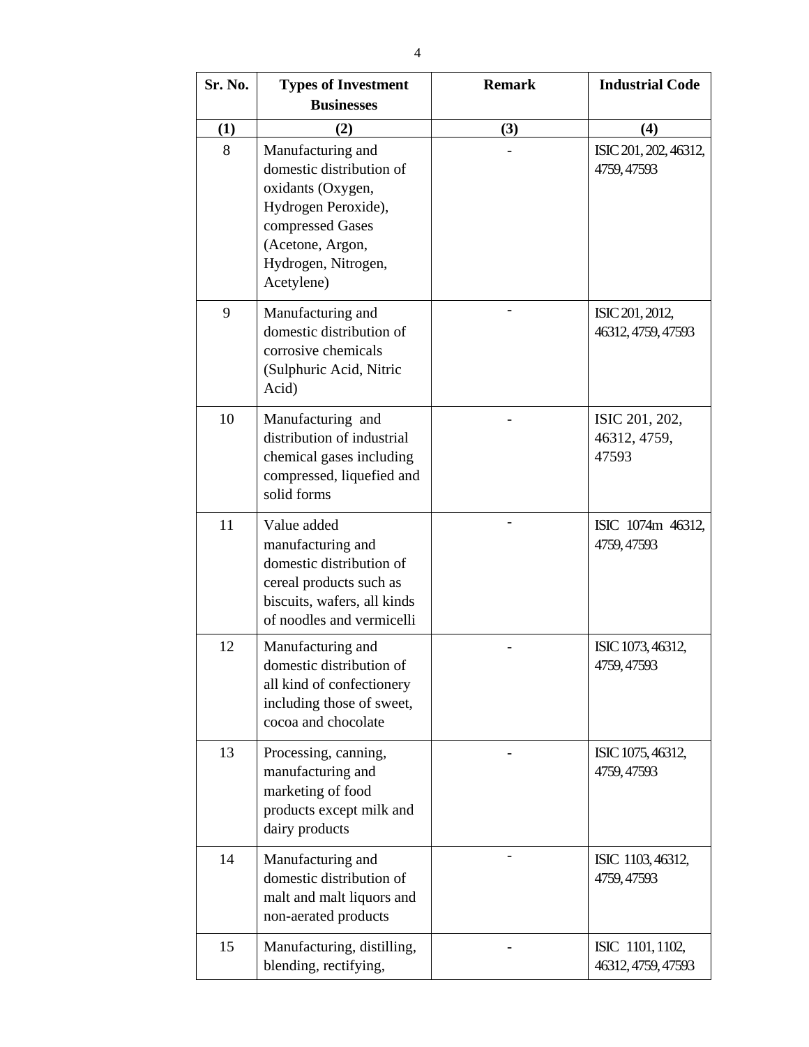| Sr. No. | Types of Investment Businesses | Remark | Industrial Code |
|---|---|---|---|
| (1) | (2) | (3) | (4) |
| 8 | Manufacturing and domestic distribution of oxidants (Oxygen, Hydrogen Peroxide), compressed Gases (Acetone, Argon, Hydrogen, Nitrogen, Acetylene) | - | ISIC 201, 202, 46312, 4759, 47593 |
| 9 | Manufacturing and domestic distribution of corrosive chemicals (Sulphuric Acid, Nitric Acid) | - | ISIC 201, 2012, 46312, 4759, 47593 |
| 10 | Manufacturing and distribution of industrial chemical gases including compressed, liquefied and solid forms | - | ISIC 201, 202, 46312, 4759, 47593 |
| 11 | Value added manufacturing and domestic distribution of cereal products such as biscuits, wafers, all kinds of noodles and vermicelli | - | ISIC 1074m 46312, 4759, 47593 |
| 12 | Manufacturing and domestic distribution of all kind of confectionery including those of sweet, cocoa and chocolate | - | ISIC 1073, 46312, 4759, 47593 |
| 13 | Processing, canning, manufacturing and marketing of food products except milk and dairy products | - | ISIC 1075, 46312, 4759, 47593 |
| 14 | Manufacturing and domestic distribution of malt and malt liquors and non-aerated products | - | ISIC 1103, 46312, 4759, 47593 |
| 15 | Manufacturing, distilling, blending, rectifying, | - | ISIC 1101, 1102, 46312, 4759, 47593 |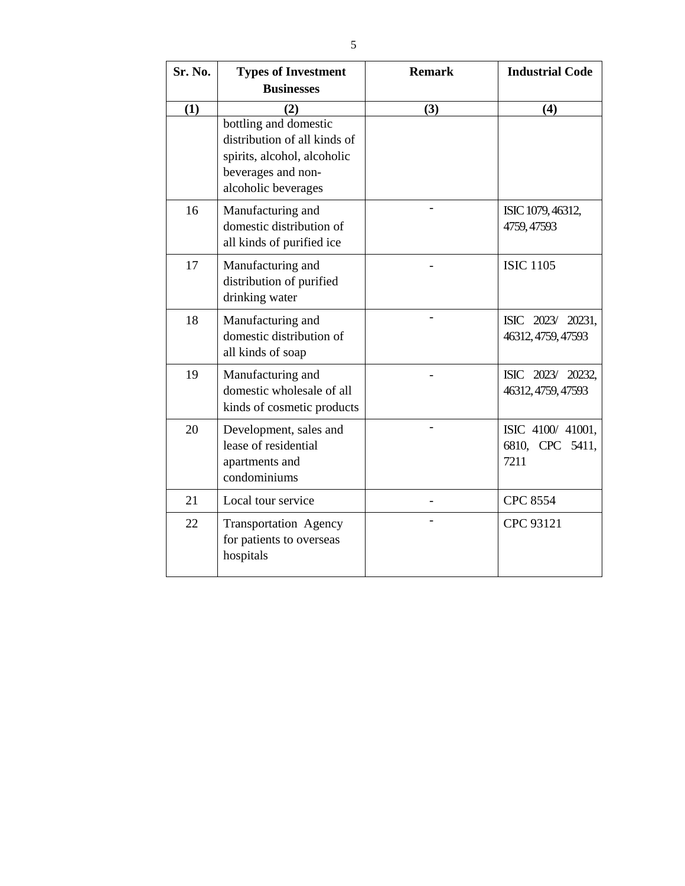| Sr. No. | Types of Investment Businesses | Remark | Industrial Code |
|---|---|---|---|
| (1) | (2) | (3) | (4) |
| | bottling and domestic distribution of all kinds of spirits, alcohol, alcoholic beverages and non-alcoholic beverages | | |
| 16 | Manufacturing and domestic distribution of all kinds of purified ice | - | ISIC 1079, 46312, 4759, 47593 |
| 17 | Manufacturing and distribution of purified drinking water | - | ISIC 1105 |
| 18 | Manufacturing and domestic distribution of all kinds of soap | - | ISIC 2023/ 20231, 46312, 4759, 47593 |
| 19 | Manufacturing and domestic wholesale of all kinds of cosmetic products | - | ISIC 2023/ 20232, 46312, 4759, 47593 |
| 20 | Development, sales and lease of residential apartments and condominiums | - | ISIC 4100/ 41001, 6810, CPC 5411, 7211 |
| 21 | Local tour service | - | CPC 8554 |
| 22 | Transportation Agency for patients to overseas hospitals | - | CPC 93121 |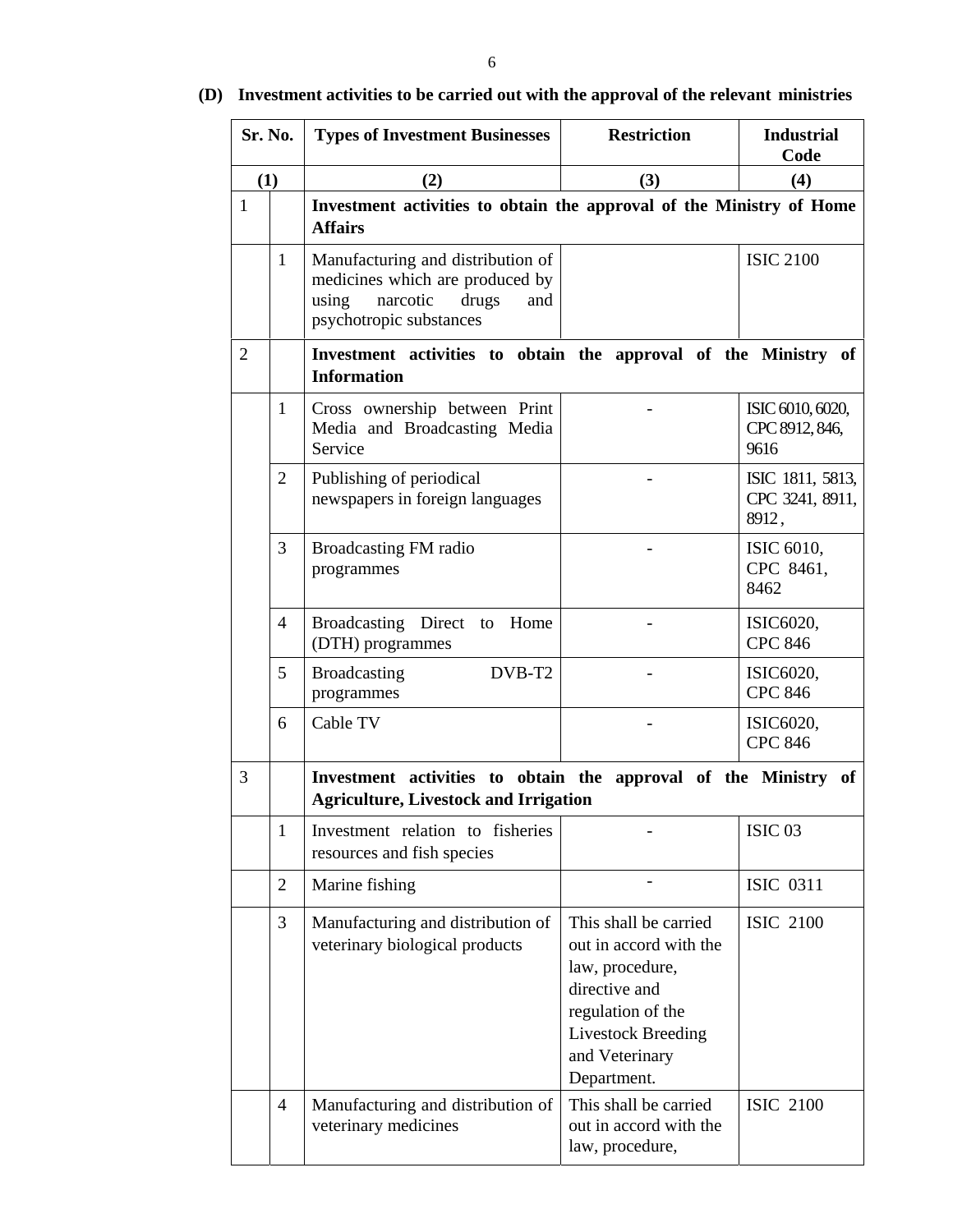**(D) Investment activities to be carried out with the approval of the relevant ministries**

| Sr. No. | | Types of Investment Businesses | Restriction | Industrial Code |
|---|---|---|---|---|
| (1) | | (2) | (3) | (4) |
| 1 | | **Investment activities to obtain the approval of the Ministry of Home Affairs** | | |
| | 1 | Manufacturing and distribution of medicines which are produced by using narcotic drugs and psychotropic substances | | ISIC 2100 |
| 2 | | **Investment activities to obtain the approval of the Ministry of Information** | | |
| | 1 | Cross ownership between Print Media and Broadcasting Media Service | - | ISIC 6010, 6020, CPC 8912, 846, 9616 |
| | 2 | Publishing of periodical newspapers in foreign languages | - | ISIC 1811, 5813, CPC 3241, 8911, 8912 , |
| | 3 | Broadcasting FM radio programmes | - | ISIC 6010, CPC 8461, 8462 |
| | 4 | Broadcasting Direct to Home (DTH) programmes | - | ISIC6020, CPC 846 |
| | 5 | Broadcasting DVB-T2 programmes | - | ISIC6020, CPC 846 |
| | 6 | Cable TV | - | ISIC6020, CPC 846 |
| 3 | | **Investment activities to obtain the approval of the Ministry of Agriculture, Livestock and Irrigation** | | |
| | 1 | Investment relation to fisheries resources and fish species | - | ISIC 03 |
| | 2 | Marine fishing | - | ISIC 0311 |
| | 3 | Manufacturing and distribution of veterinary biological products | This shall be carried out in accord with the law, procedure, directive and regulation of the Livestock Breeding and Veterinary Department. | ISIC 2100 |
| | 4 | Manufacturing and distribution of veterinary medicines | This shall be carried out in accord with the law, procedure, | ISIC 2100 |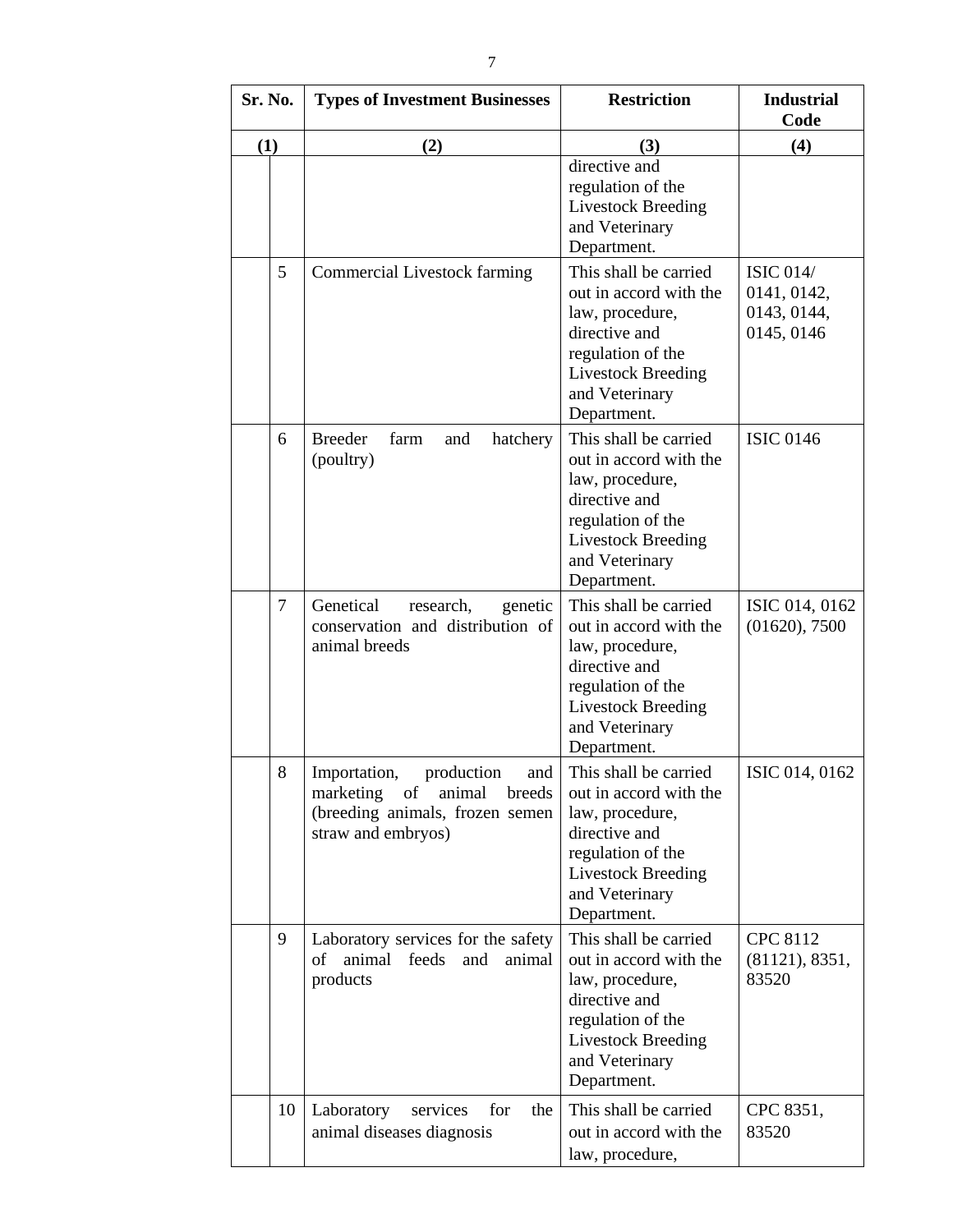| Sr. No. | | Types of Investment Businesses | Restriction | Industrial Code |
|---|---|---|---|---|
| (1) | | (2) | (3) | (4) |
| | | | directive and regulation of the Livestock Breeding and Veterinary Department. | |
| | 5 | Commercial Livestock farming | This shall be carried out in accord with the law, procedure, directive and regulation of the Livestock Breeding and Veterinary Department. | ISIC 014/ 0141, 0142, 0143, 0144, 0145, 0146 |
| | 6 | Breeder farm and hatchery (poultry) | This shall be carried out in accord with the law, procedure, directive and regulation of the Livestock Breeding and Veterinary Department. | ISIC 0146 |
| | 7 | Genetical research, genetic conservation and distribution of animal breeds | This shall be carried out in accord with the law, procedure, directive and regulation of the Livestock Breeding and Veterinary Department. | ISIC 014, 0162 (01620), 7500 |
| | 8 | Importation, production and marketing of animal breeds (breeding animals, frozen semen straw and embryos) | This shall be carried out in accord with the law, procedure, directive and regulation of the Livestock Breeding and Veterinary Department. | ISIC 014, 0162 |
| | 9 | Laboratory services for the safety of animal feeds and animal products | This shall be carried out in accord with the law, procedure, directive and regulation of the Livestock Breeding and Veterinary Department. | CPC 8112 (81121), 8351, 83520 |
| | 10 | Laboratory services for the animal diseases diagnosis | This shall be carried out in accord with the law, procedure, | CPC 8351, 83520 |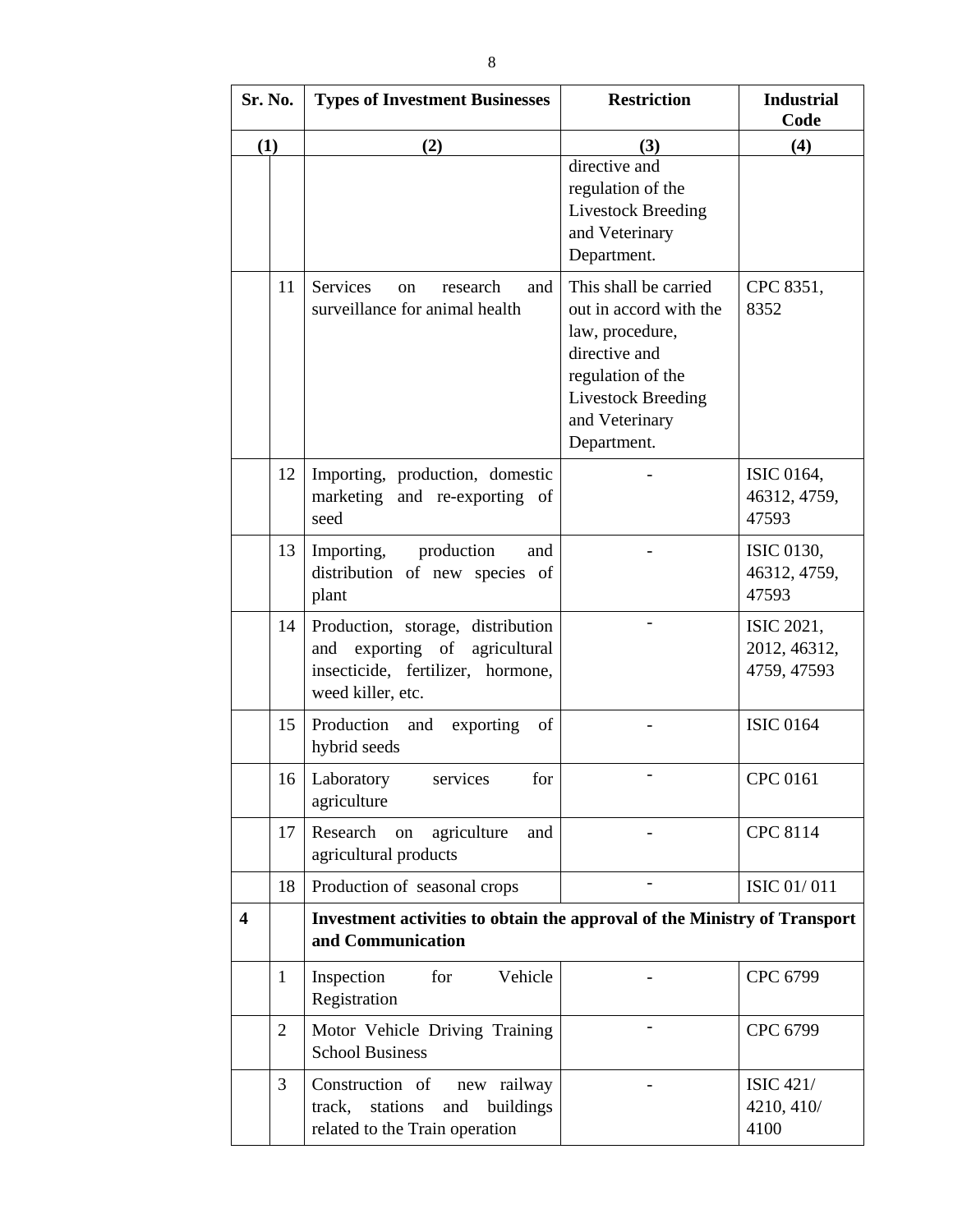| Sr. No. | | Types of Investment Businesses | Restriction | Industrial Code |
|---|---|---|---|---|
| (1) | | (2) | (3) | (4) |
| | | | directive and regulation of the Livestock Breeding and Veterinary Department. | |
| | 11 | Services on research and surveillance for animal health | This shall be carried out in accord with the law, procedure, directive and regulation of the Livestock Breeding and Veterinary Department. | CPC 8351, 8352 |
| | 12 | Importing, production, domestic marketing and re-exporting of seed | - | ISIC 0164, 46312, 4759, 47593 |
| | 13 | Importing, production and distribution of new species of plant | - | ISIC 0130, 46312, 4759, 47593 |
| | 14 | Production, storage, distribution and exporting of agricultural insecticide, fertilizer, hormone, weed killer, etc. | - | ISIC 2021, 2012, 46312, 4759, 47593 |
| | 15 | Production and exporting of hybrid seeds | - | ISIC 0164 |
| | 16 | Laboratory services for agriculture | - | CPC 0161 |
| | 17 | Research on agriculture and agricultural products | - | CPC 8114 |
| | 18 | Production of seasonal crops | - | ISIC 01/ 011 |
| **4** | | **Investment activities to obtain the approval of the Ministry of Transport and Communication** | | |
| | 1 | Inspection for Vehicle Registration | - | CPC 6799 |
| | 2 | Motor Vehicle Driving Training School Business | - | CPC 6799 |
| | 3 | Construction of new railway track, stations and buildings related to the Train operation | - | ISIC 421/ 4210, 410/ 4100 |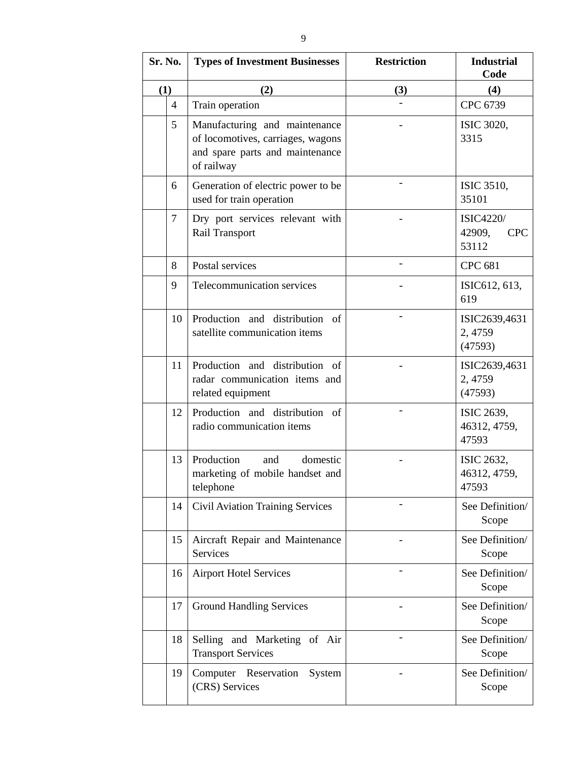| Sr. No. | | Types of Investment Businesses | Restriction | Industrial Code |
|---|---|---|---|---|
| (1) | | (2) | (3) | (4) |
| | 4 | Train operation | - | CPC 6739 |
| | 5 | Manufacturing and maintenance of locomotives, carriages, wagons and spare parts and maintenance of railway | - | ISIC 3020, 3315 |
| | 6 | Generation of electric power to be used for train operation | - | ISIC 3510, 35101 |
| | 7 | Dry port services relevant with Rail Transport | - | ISIC4220/ 42909, CPC 53112 |
| | 8 | Postal services | - | CPC 681 |
| | 9 | Telecommunication services | - | ISIC612, 613, 619 |
| | 10 | Production and distribution of satellite communication items | - | ISIC2639,46312, 4759 (47593) |
| | 11 | Production and distribution of radar communication items and related equipment | - | ISIC2639,46312, 4759 (47593) |
| | 12 | Production and distribution of radio communication items | - | ISIC 2639, 46312, 4759, 47593 |
| | 13 | Production and domestic marketing of mobile handset and telephone | - | ISIC 2632, 46312, 4759, 47593 |
| | 14 | Civil Aviation Training Services | - | See Definition/ Scope |
| | 15 | Aircraft Repair and Maintenance Services | - | See Definition/ Scope |
| | 16 | Airport Hotel Services | - | See Definition/ Scope |
| | 17 | Ground Handling Services | - | See Definition/ Scope |
| | 18 | Selling and Marketing of Air Transport Services | - | See Definition/ Scope |
| | 19 | Computer Reservation System (CRS) Services | - | See Definition/ Scope |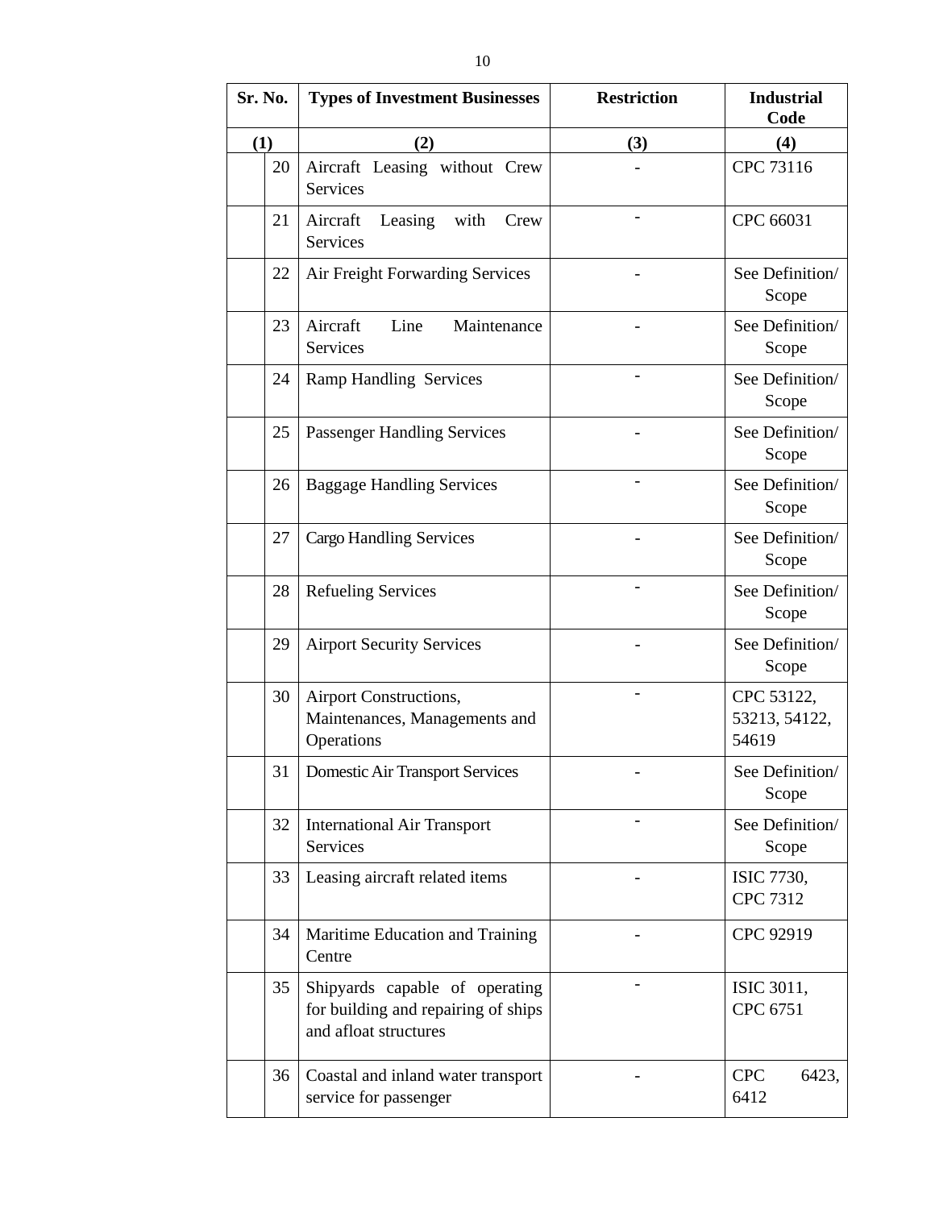| Sr. No. | | Types of Investment Businesses | Restriction | Industrial Code |
|---|---|---|---|---|
| (1) | | (2) | (3) | (4) |
| | 20 | Aircraft Leasing without Crew Services | - | CPC 73116 |
| | 21 | Aircraft Leasing with Crew Services | - | CPC 66031 |
| | 22 | Air Freight Forwarding Services | - | See Definition/ Scope |
| | 23 | Aircraft Line Maintenance Services | - | See Definition/ Scope |
| | 24 | Ramp Handling Services | - | See Definition/ Scope |
| | 25 | Passenger Handling Services | - | See Definition/ Scope |
| | 26 | Baggage Handling Services | - | See Definition/ Scope |
| | 27 | Cargo Handling Services | - | See Definition/ Scope |
| | 28 | Refueling Services | - | See Definition/ Scope |
| | 29 | Airport Security Services | - | See Definition/ Scope |
| | 30 | Airport Constructions, Maintenances, Managements and Operations | - | CPC 53122, 53213, 54122, 54619 |
| | 31 | Domestic Air Transport Services | - | See Definition/ Scope |
| | 32 | International Air Transport Services | - | See Definition/ Scope |
| | 33 | Leasing aircraft related items | - | ISIC 7730, CPC 7312 |
| | 34 | Maritime Education and Training Centre | - | CPC 92919 |
| | 35 | Shipyards capable of operating for building and repairing of ships and afloat structures | - | ISIC 3011, CPC 6751 |
| | 36 | Coastal and inland water transport service for passenger | - | CPC 6423, 6412 |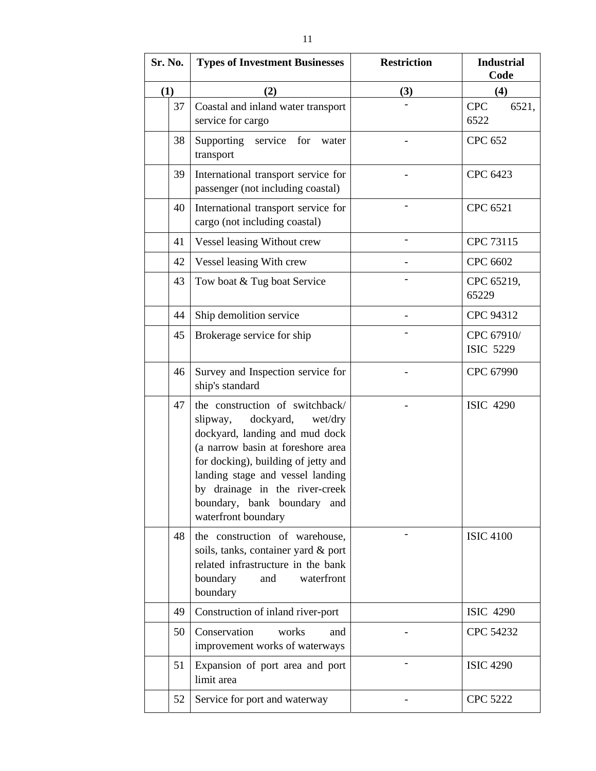| Sr. No. | | Types of Investment Businesses | Restriction | Industrial Code |
|---|---|---|---|---|
| (1) | | (2) | (3) | (4) |
| | 37 | Coastal and inland water transport service for cargo | - | CPC 6521, 6522 |
| | 38 | Supporting service for water transport | - | CPC 652 |
| | 39 | International transport service for passenger (not including coastal) | - | CPC 6423 |
| | 40 | International transport service for cargo (not including coastal) | - | CPC 6521 |
| | 41 | Vessel leasing Without crew | - | CPC 73115 |
| | 42 | Vessel leasing With crew | - | CPC 6602 |
| | 43 | Tow boat & Tug boat Service | - | CPC 65219, 65229 |
| | 44 | Ship demolition service | - | CPC 94312 |
| | 45 | Brokerage service for ship | - | CPC 67910/ ISIC 5229 |
| | 46 | Survey and Inspection service for ship's standard | - | CPC 67990 |
| | 47 | the construction of switchback/ slipway, dockyard, wet/dry dockyard, landing and mud dock (a narrow basin at foreshore area for docking), building of jetty and landing stage and vessel landing by drainage in the river-creek boundary, bank boundary and waterfront boundary | - | ISIC 4290 |
| | 48 | the construction of warehouse, soils, tanks, container yard & port related infrastructure in the bank boundary and waterfront boundary | - | ISIC 4100 |
| | 49 | Construction of inland river-port | | ISIC 4290 |
| | 50 | Conservation works and improvement works of waterways | - | CPC 54232 |
| | 51 | Expansion of port area and port limit area | - | ISIC 4290 |
| | 52 | Service for port and waterway | - | CPC 5222 |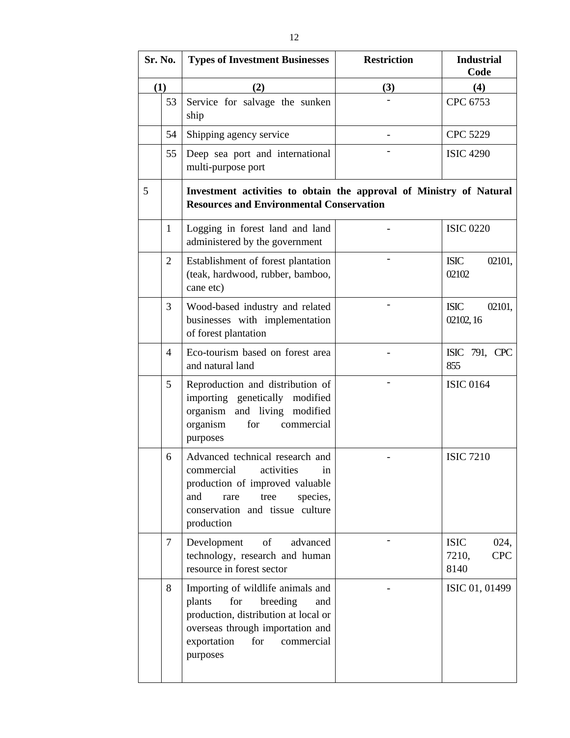| Sr. No. | | Types of Investment Businesses | Restriction | Industrial Code |
|---|---|---|---|---|
| (1) | | (2) | (3) | (4) |
| | 53 | Service for salvage the sunken ship | - | CPC 6753 |
| | 54 | Shipping agency service | - | CPC 5229 |
| | 55 | Deep sea port and international multi-purpose port | - | ISIC 4290 |
| 5 | | **Investment activities to obtain the approval of Ministry of Natural Resources and Environmental Conservation** | | |
| | 1 | Logging in forest land and land administered by the government | - | ISIC 0220 |
| | 2 | Establishment of forest plantation (teak, hardwood, rubber, bamboo, cane etc) | - | ISIC 02101, 02102 |
| | 3 | Wood-based industry and related businesses with implementation of forest plantation | - | ISIC 02101, 02102, 16 |
| | 4 | Eco-tourism based on forest area and natural land | - | ISIC 791, CPC 855 |
| | 5 | Reproduction and distribution of importing genetically modified organism and living modified organism for commercial purposes | - | ISIC 0164 |
| | 6 | Advanced technical research and commercial activities in production of improved valuable and rare tree species, conservation and tissue culture production | - | ISIC 7210 |
| | 7 | Development of advanced technology, research and human resource in forest sector | - | ISIC 024, 7210, CPC 8140 |
| | 8 | Importing of wildlife animals and plants for breeding and production, distribution at local or overseas through importation and exportation for commercial purposes | - | ISIC 01, 01499 |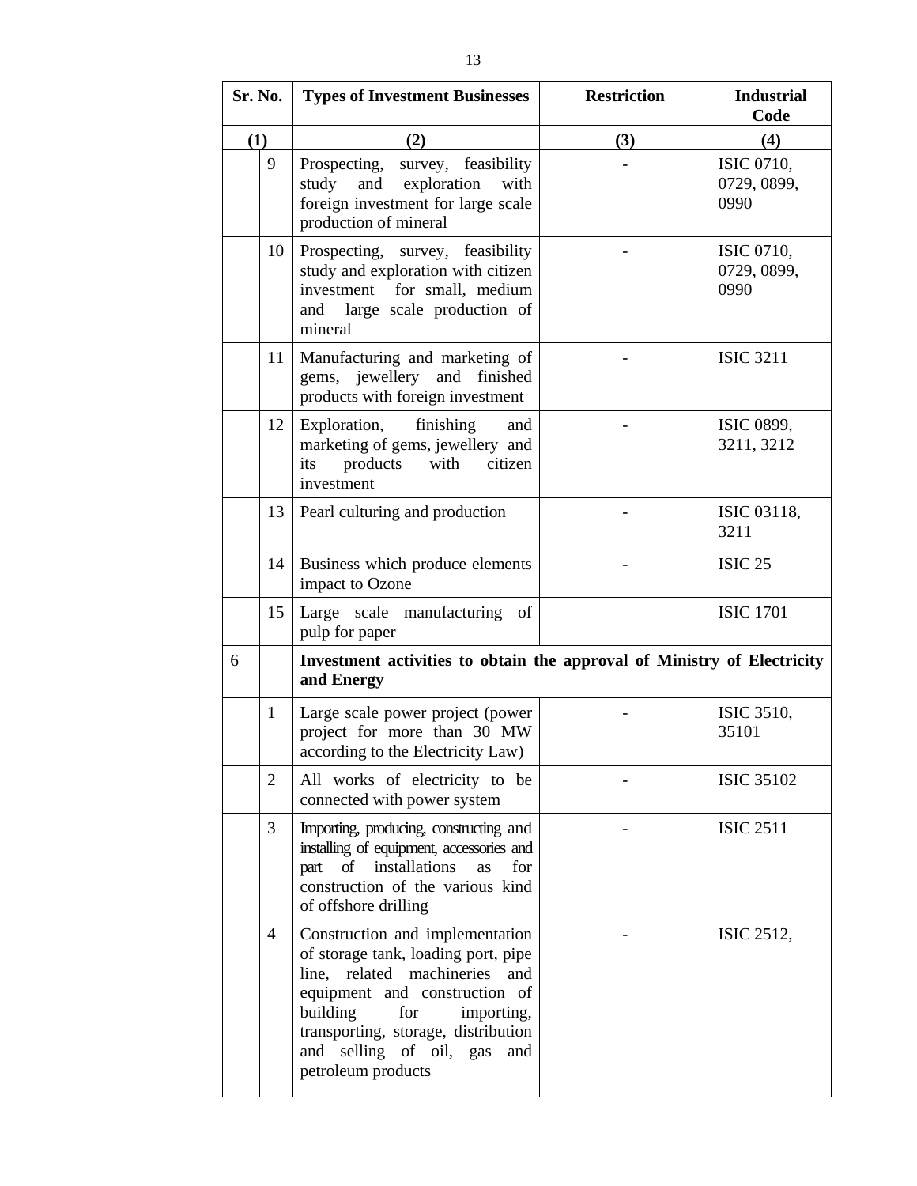| Sr. No. | | Types of Investment Businesses | Restriction | Industrial Code |
|---|---|---|---|---|
| (1) | | (2) | (3) | (4) |
| | 9 | Prospecting, survey, feasibility study and exploration with foreign investment for large scale production of mineral | - | ISIC 0710, 0729, 0899, 0990 |
| | 10 | Prospecting, survey, feasibility study and exploration with citizen investment for small, medium and large scale production of mineral | - | ISIC 0710, 0729, 0899, 0990 |
| | 11 | Manufacturing and marketing of gems, jewellery and finished products with foreign investment | - | ISIC 3211 |
| | 12 | Exploration, finishing and marketing of gems, jewellery and its products with citizen investment | - | ISIC 0899, 3211, 3212 |
| | 13 | Pearl culturing and production | - | ISIC 03118, 3211 |
| | 14 | Business which produce elements impact to Ozone | - | ISIC 25 |
| | 15 | Large scale manufacturing of pulp for paper | | ISIC 1701 |
| 6 | | **Investment activities to obtain the approval of Ministry of Electricity and Energy** | | |
| | 1 | Large scale power project (power project for more than 30 MW according to the Electricity Law) | - | ISIC 3510, 35101 |
| | 2 | All works of electricity to be connected with power system | - | ISIC 35102 |
| | 3 | Importing, producing, constructing and installing of equipment, accessories and part of installations as for construction of the various kind of offshore drilling | - | ISIC 2511 |
| | 4 | Construction and implementation of storage tank, loading port, pipe line, related machineries and equipment and construction of building for importing, transporting, storage, distribution and selling of oil, gas and petroleum products | - | ISIC 2512, |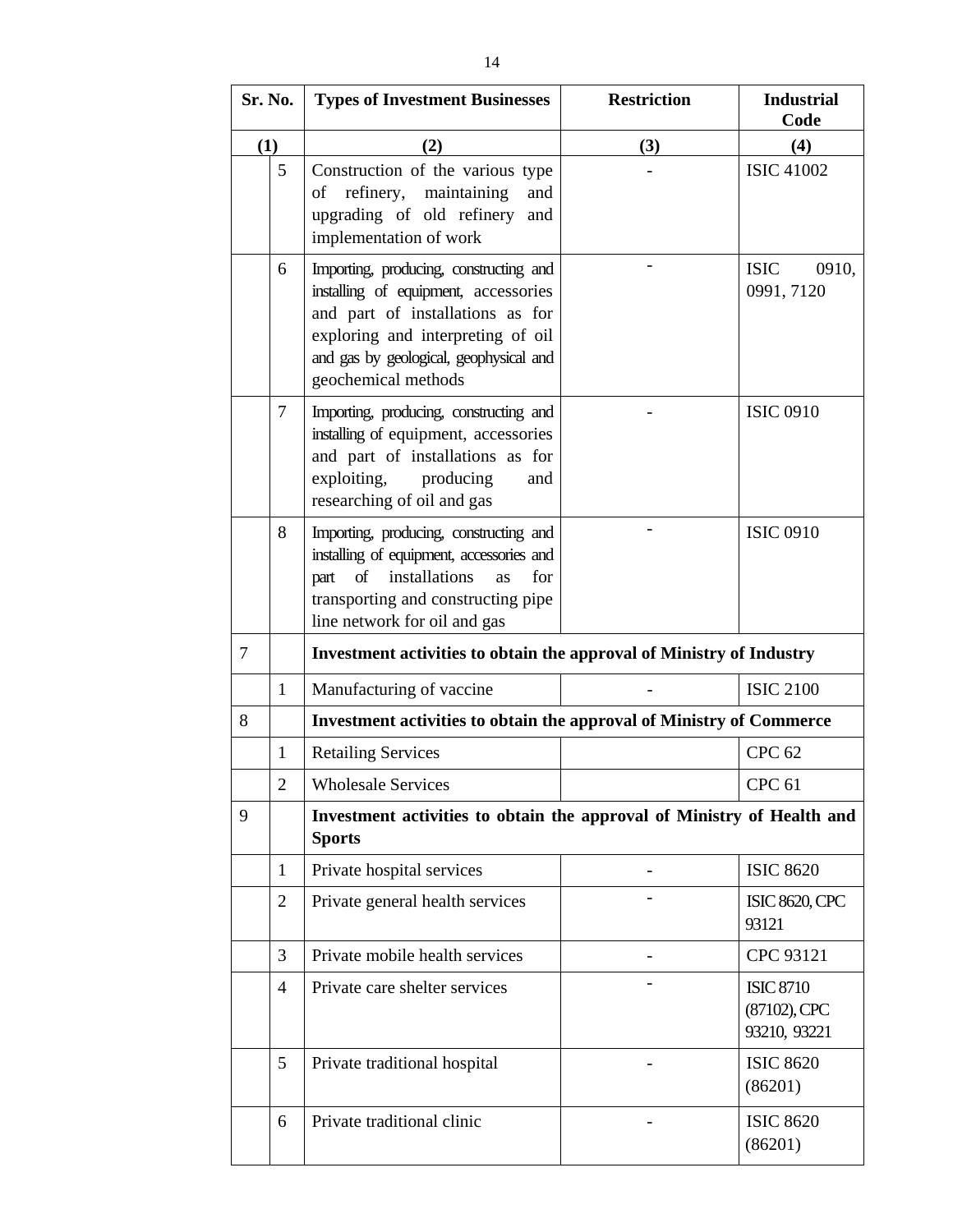| Sr. No. | | Types of Investment Businesses | Restriction | Industrial Code |
|---|---|---|---|---|
| (1) | | (2) | (3) | (4) |
| | 5 | Construction of the various type of refinery, maintaining and upgrading of old refinery and implementation of work | - | ISIC 41002 |
| | 6 | Importing, producing, constructing and installing of equipment, accessories and part of installations as for exploring and interpreting of oil and gas by geological, geophysical and geochemical methods | - | ISIC 0910, 0991, 7120 |
| | 7 | Importing, producing, constructing and installing of equipment, accessories and part of installations as for exploiting, producing and researching of oil and gas | - | ISIC 0910 |
| | 8 | Importing, producing, constructing and installing of equipment, accessories and part of installations as for transporting and constructing pipe line network for oil and gas | - | ISIC 0910 |
| 7 | | **Investment activities to obtain the approval of Ministry of Industry** | | |
| | 1 | Manufacturing of vaccine | - | ISIC 2100 |
| 8 | | **Investment activities to obtain the approval of Ministry of Commerce** | | |
| | 1 | Retailing Services | | CPC 62 |
| | 2 | Wholesale Services | | CPC 61 |
| 9 | | **Investment activities to obtain the approval of Ministry of Health and Sports** | | |
| | 1 | Private hospital services | - | ISIC 8620 |
| | 2 | Private general health services | - | ISIC 8620, CPC 93121 |
| | 3 | Private mobile health services | - | CPC 93121 |
| | 4 | Private care shelter services | - | ISIC 8710 (87102), CPC 93210, 93221 |
| | 5 | Private traditional hospital | - | ISIC 8620 (86201) |
| | 6 | Private traditional clinic | - | ISIC 8620 (86201) |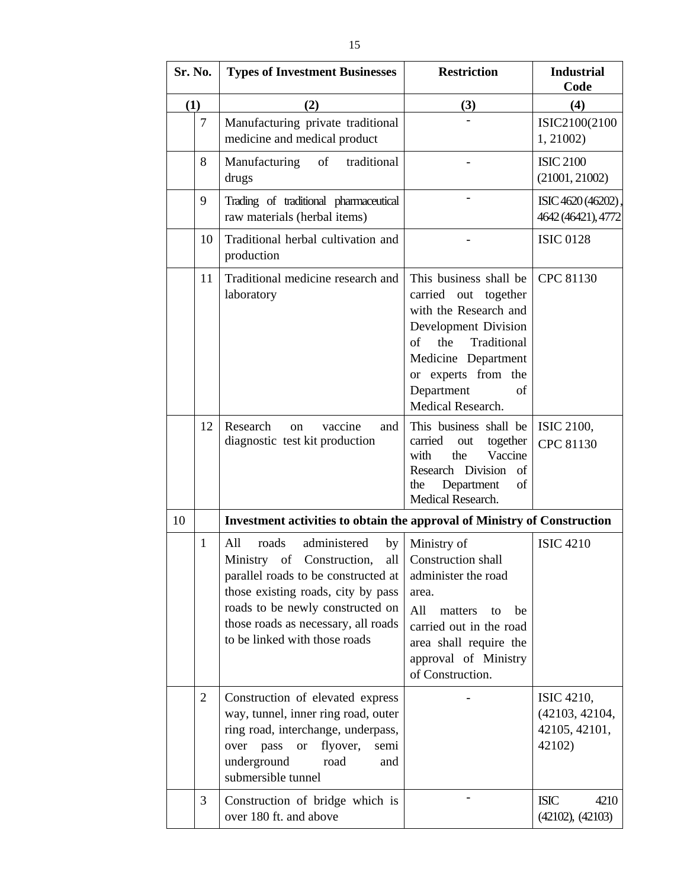| Sr. No. | | Types of Investment Businesses | Restriction | Industrial Code |
|---|---|---|---|---|
| (1) | | (2) | (3) | (4) |
| | 7 | Manufacturing private traditional medicine and medical product | - | ISIC2100(21001, 21002) |
| | 8 | Manufacturing of traditional drugs | - | ISIC 2100 (21001, 21002) |
| | 9 | Trading of traditional pharmaceutical raw materials (herbal items) | - | ISIC 4620 (46202), 4642 (46421), 4772 |
| | 10 | Traditional herbal cultivation and production | - | ISIC 0128 |
| | 11 | Traditional medicine research and laboratory | This business shall be carried out together with the Research and Development Division of the Traditional Medicine Department or experts from the Department of Medical Research. | CPC 81130 |
| | 12 | Research on vaccine and diagnostic test kit production | This business shall be carried out together with the Vaccine Research Division of the Department of Medical Research. | ISIC 2100, CPC 81130 |
| 10 | | **Investment activities to obtain the approval of Ministry of Construction** | | |
| | 1 | All roads administered by Ministry of Construction, all parallel roads to be constructed at those existing roads, city by pass roads to be newly constructed on those roads as necessary, all roads to be linked with those roads | Ministry of Construction shall administer the road area. All matters to be carried out in the road area shall require the approval of Ministry of Construction. | ISIC 4210 |
| | 2 | Construction of elevated express way, tunnel, inner ring road, outer ring road, interchange, underpass, over pass or flyover, semi underground road and submersible tunnel | - | ISIC 4210, (42103, 42104, 42105, 42101, 42102) |
| | 3 | Construction of bridge which is over 180 ft. and above | - | ISIC 4210 (42102), (42103) |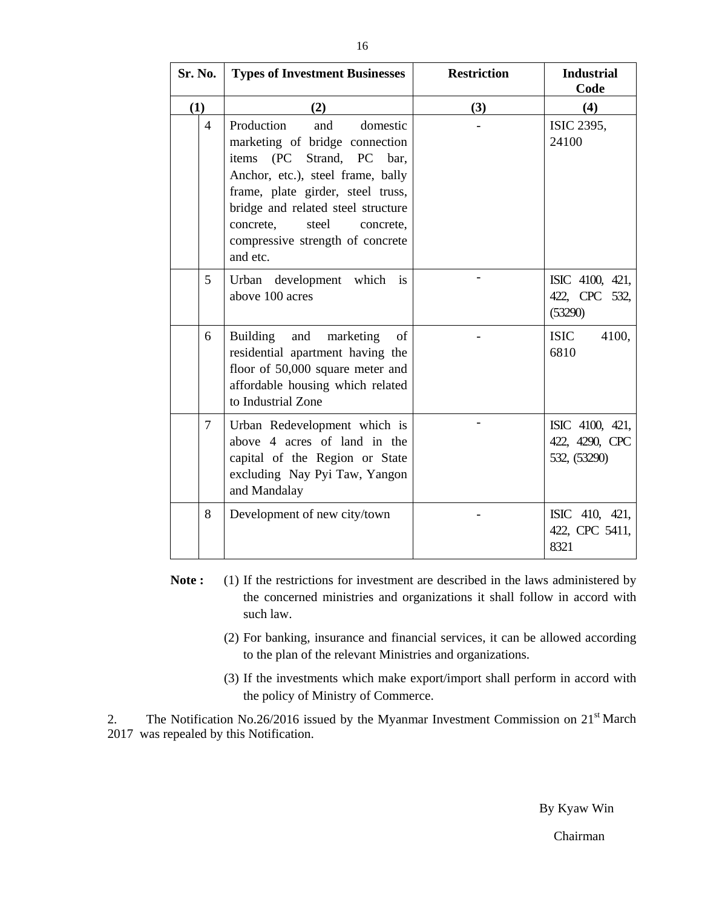| Sr. No. | | Types of Investment Businesses | Restriction | Industrial Code |
|---|---|---|---|---|
| (1) | | (2) | (3) | (4) |
| | 4 | Production and domestic marketing of bridge connection items (PC Strand, PC bar, Anchor, etc.), steel frame, bally frame, plate girder, steel truss, bridge and related steel structure concrete, steel concrete, compressive strength of concrete and etc. | - | ISIC 2395, 24100 |
| | 5 | Urban development which is above 100 acres | - | ISIC 4100, 421, 422, CPC 532, (53290) |
| | 6 | Building and marketing of residential apartment having the floor of 50,000 square meter and affordable housing which related to Industrial Zone | - | ISIC 4100, 6810 |
| | 7 | Urban Redevelopment which is above 4 acres of land in the capital of the Region or State excluding Nay Pyi Taw, Yangon and Mandalay | - | ISIC 4100, 421, 422, 4290, CPC 532, (53290) |
| | 8 | Development of new city/town | - | ISIC 410, 421, 422, CPC 5411, 8321 |

**Note :** (1) If the restrictions for investment are described in the laws administered by the concerned ministries and organizations it shall follow in accord with such law.

(2) For banking, insurance and financial services, it can be allowed according to the plan of the relevant Ministries and organizations.

(3) If the investments which make export/import shall perform in accord with the policy of Ministry of Commerce.

2. The Notification No.26/2016 issued by the Myanmar Investment Commission on 21st March 2017 was repealed by this Notification.

By Kyaw Win

Chairman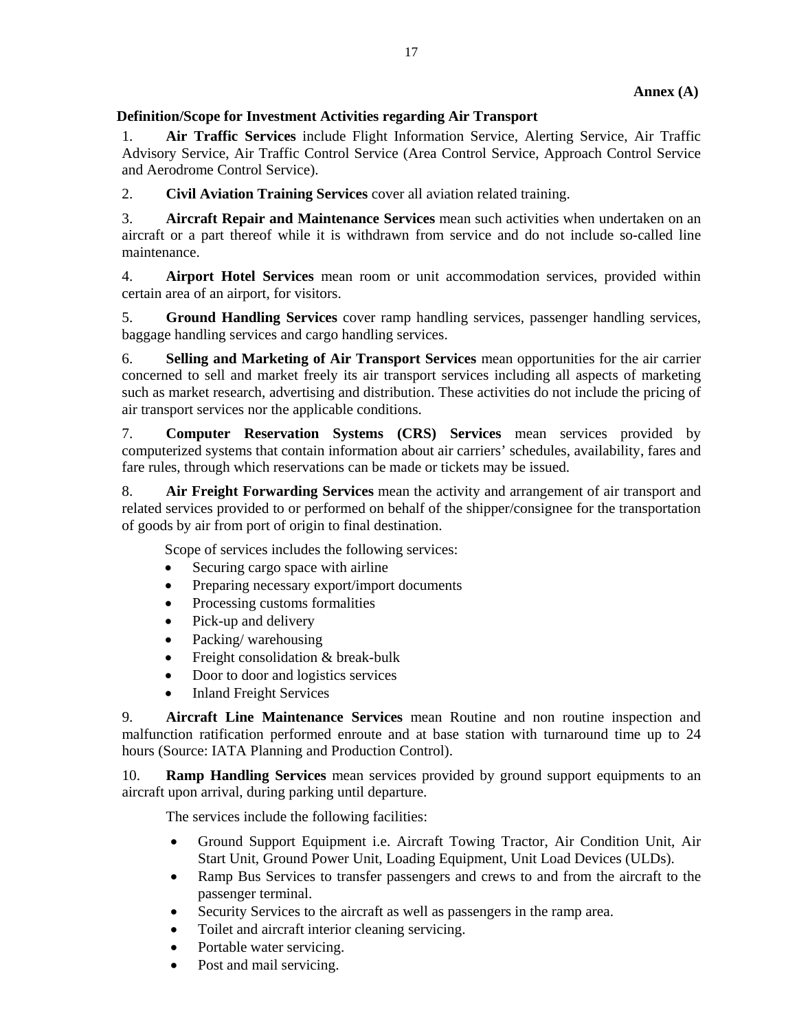**Annex (A)**

**Definition/Scope for Investment Activities regarding Air Transport**

1. **Air Traffic Services** include Flight Information Service, Alerting Service, Air Traffic Advisory Service, Air Traffic Control Service (Area Control Service, Approach Control Service and Aerodrome Control Service).

2. **Civil Aviation Training Services** cover all aviation related training.

3. **Aircraft Repair and Maintenance Services** mean such activities when undertaken on an aircraft or a part thereof while it is withdrawn from service and do not include so-called line maintenance.

4. **Airport Hotel Services** mean room or unit accommodation services, provided within certain area of an airport, for visitors.

5. **Ground Handling Services** cover ramp handling services, passenger handling services, baggage handling services and cargo handling services.

6. **Selling and Marketing of Air Transport Services** mean opportunities for the air carrier concerned to sell and market freely its air transport services including all aspects of marketing such as market research, advertising and distribution. These activities do not include the pricing of air transport services nor the applicable conditions.

7. **Computer Reservation Systems (CRS) Services** mean services provided by computerized systems that contain information about air carriers' schedules, availability, fares and fare rules, through which reservations can be made or tickets may be issued.

8. **Air Freight Forwarding Services** mean the activity and arrangement of air transport and related services provided to or performed on behalf of the shipper/consignee for the transportation of goods by air from port of origin to final destination.

Scope of services includes the following services:

- Securing cargo space with airline
- Preparing necessary export/import documents
- Processing customs formalities
- Pick-up and delivery
- Packing/ warehousing
- Freight consolidation & break-bulk
- Door to door and logistics services
- Inland Freight Services

9. **Aircraft Line Maintenance Services** mean Routine and non routine inspection and malfunction ratification performed enroute and at base station with turnaround time up to 24 hours (Source: IATA Planning and Production Control).

10. **Ramp Handling Services** mean services provided by ground support equipments to an aircraft upon arrival, during parking until departure.

The services include the following facilities:

- Ground Support Equipment i.e. Aircraft Towing Tractor, Air Condition Unit, Air Start Unit, Ground Power Unit, Loading Equipment, Unit Load Devices (ULDs).
- Ramp Bus Services to transfer passengers and crews to and from the aircraft to the passenger terminal.
- Security Services to the aircraft as well as passengers in the ramp area.
- Toilet and aircraft interior cleaning servicing.
- Portable water servicing.
- Post and mail servicing.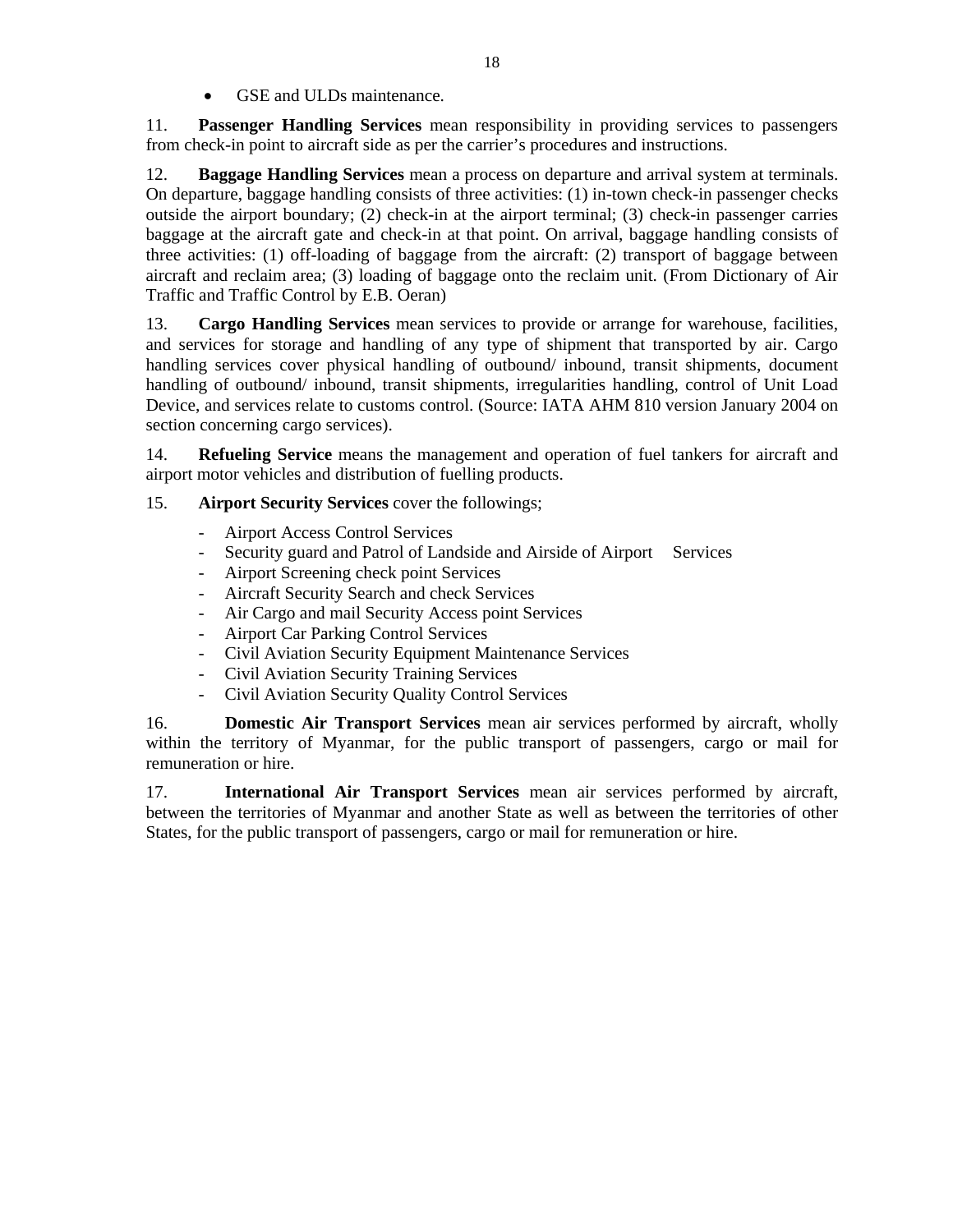- GSE and ULDs maintenance.

11. **Passenger Handling Services** mean responsibility in providing services to passengers from check-in point to aircraft side as per the carrier's procedures and instructions.

12. **Baggage Handling Services** mean a process on departure and arrival system at terminals. On departure, baggage handling consists of three activities: (1) in-town check-in passenger checks outside the airport boundary; (2) check-in at the airport terminal; (3) check-in passenger carries baggage at the aircraft gate and check-in at that point. On arrival, baggage handling consists of three activities: (1) off-loading of baggage from the aircraft: (2) transport of baggage between aircraft and reclaim area; (3) loading of baggage onto the reclaim unit. (From Dictionary of Air Traffic and Traffic Control by E.B. Oeran)

13. **Cargo Handling Services** mean services to provide or arrange for warehouse, facilities, and services for storage and handling of any type of shipment that transported by air. Cargo handling services cover physical handling of outbound/ inbound, transit shipments, document handling of outbound/ inbound, transit shipments, irregularities handling, control of Unit Load Device, and services relate to customs control. (Source: IATA AHM 810 version January 2004 on section concerning cargo services).

14. **Refueling Service** means the management and operation of fuel tankers for aircraft and airport motor vehicles and distribution of fuelling products.

15. **Airport Security Services** cover the followings;

- Airport Access Control Services
- Security guard and Patrol of Landside and Airside of Airport Services
- Airport Screening check point Services
- Aircraft Security Search and check Services
- Air Cargo and mail Security Access point Services
- Airport Car Parking Control Services
- Civil Aviation Security Equipment Maintenance Services
- Civil Aviation Security Training Services
- Civil Aviation Security Quality Control Services

16. **Domestic Air Transport Services** mean air services performed by aircraft, wholly within the territory of Myanmar, for the public transport of passengers, cargo or mail for remuneration or hire.

17. **International Air Transport Services** mean air services performed by aircraft, between the territories of Myanmar and another State as well as between the territories of other States, for the public transport of passengers, cargo or mail for remuneration or hire.